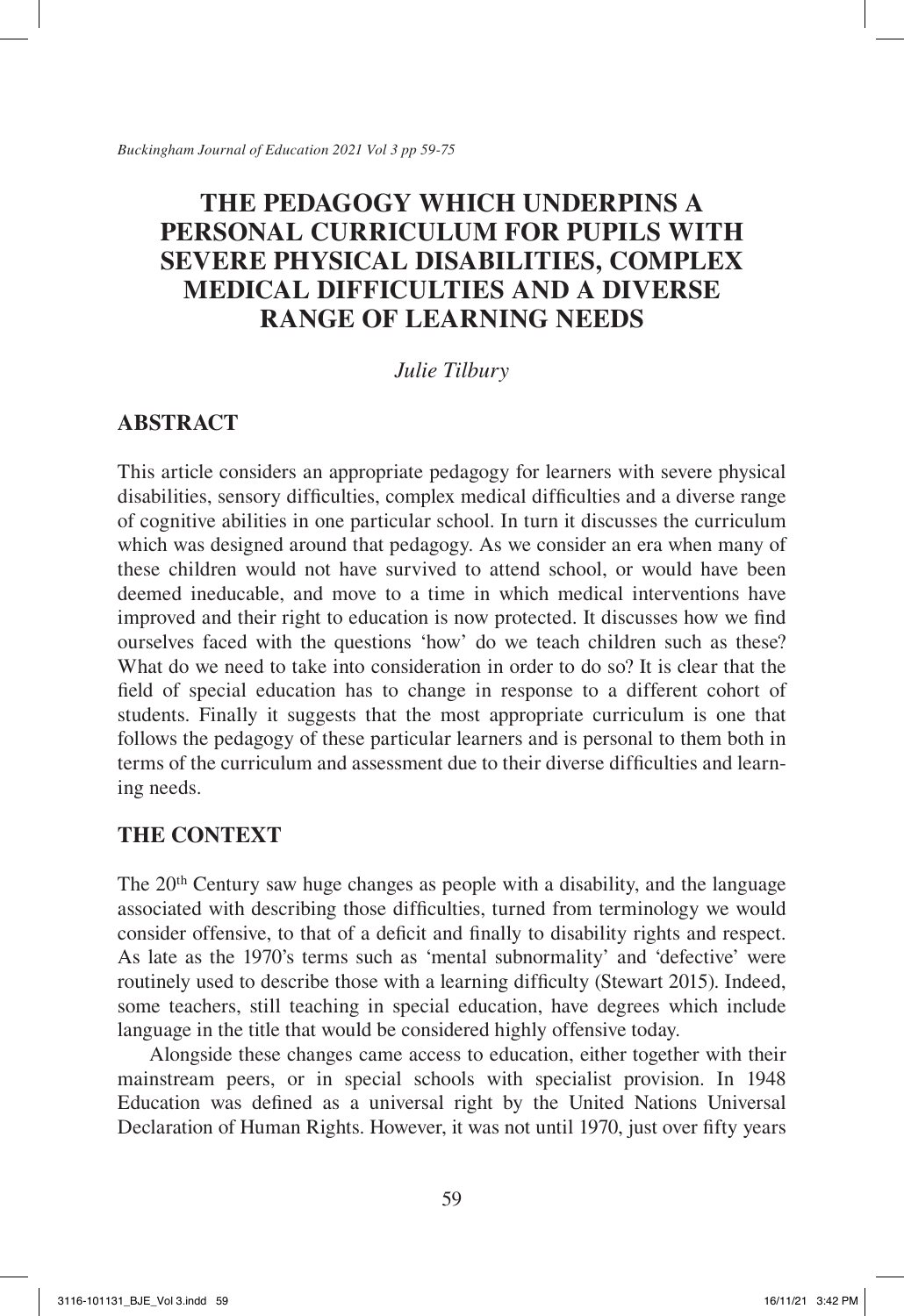# THE PEDAGOGY WHICH UNDERPINS A PERSONAL CURRICULUM FOR PUPILS WITH SEVERE PHYSICAL DISABILITIES, COMPLEX MEDICAL DIFFICULTIES AND A DIVERSE RANGE OF LEARNING NEEDS

*Julie Tilbury*

## ABSTRACT

This article considers an appropriate pedagogy for learners with severe physical disabilities, sensory difficulties, complex medical difficulties and a diverse range of cognitive abilities in one particular school. In turn it discusses the curriculum which was designed around that pedagogy. As we consider an era when many of these children would not have survived to attend school, or would have been deemed ineducable, and move to a time in which medical interventions have improved and their right to education is now protected. It discusses how we find ourselves faced with the questions 'how' do we teach children such as these? What do we need to take into consideration in order to do so? It is clear that the field of special education has to change in response to a different cohort of students. Finally it suggests that the most appropriate curriculum is one that follows the pedagogy of these particular learners and is personal to them both in terms of the curriculum and assessment due to their diverse difficulties and learning needs.

## THE CONTEXT

The 20th Century saw huge changes as people with a disability, and the language associated with describing those difficulties, turned from terminology we would consider offensive, to that of a deficit and finally to disability rights and respect. As late as the 1970's terms such as 'mental subnormality' and 'defective' were routinely used to describe those with a learning difficulty (Stewart 2015). Indeed, some teachers, still teaching in special education, have degrees which include language in the title that would be considered highly offensive today.

Alongside these changes came access to education, either together with their mainstream peers, or in special schools with specialist provision. In 1948 Education was defined as a universal right by the United Nations Universal Declaration of Human Rights. However, it was not until 1970, just over fifty years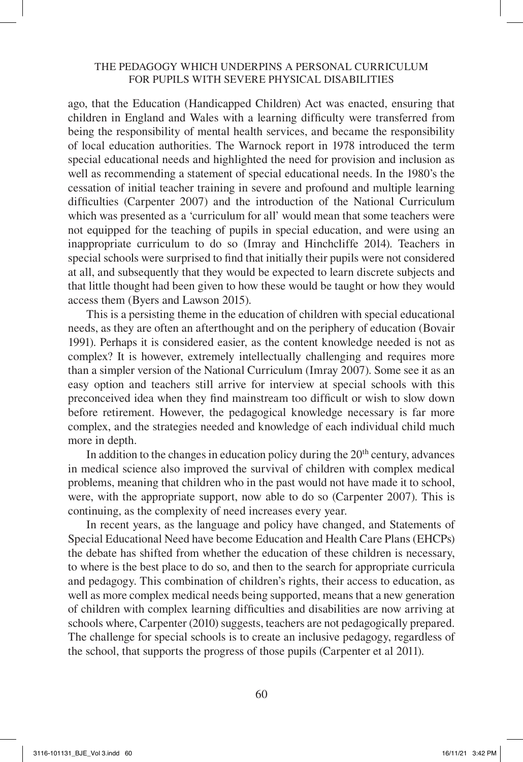ago, that the Education (Handicapped Children) Act was enacted, ensuring that children in England and Wales with a learning difficulty were transferred from being the responsibility of mental health services, and became the responsibility of local education authorities. The Warnock report in 1978 introduced the term special educational needs and highlighted the need for provision and inclusion as well as recommending a statement of special educational needs. In the 1980's the cessation of initial teacher training in severe and profound and multiple learning difficulties (Carpenter 2007) and the introduction of the National Curriculum which was presented as a 'curriculum for all' would mean that some teachers were not equipped for the teaching of pupils in special education, and were using an inappropriate curriculum to do so (Imray and Hinchcliffe 2014). Teachers in special schools were surprised to find that initially their pupils were not considered at all, and subsequently that they would be expected to learn discrete subjects and that little thought had been given to how these would be taught or how they would access them (Byers and Lawson 2015).

This is a persisting theme in the education of children with special educational needs, as they are often an afterthought and on the periphery of education (Bovair 1991). Perhaps it is considered easier, as the content knowledge needed is not as complex? It is however, extremely intellectually challenging and requires more than a simpler version of the National Curriculum (Imray 2007). Some see it as an easy option and teachers still arrive for interview at special schools with this preconceived idea when they find mainstream too difficult or wish to slow down before retirement. However, the pedagogical knowledge necessary is far more complex, and the strategies needed and knowledge of each individual child much more in depth.

In addition to the changes in education policy during the 20th century, advances in medical science also improved the survival of children with complex medical problems, meaning that children who in the past would not have made it to school, were, with the appropriate support, now able to do so (Carpenter 2007). This is continuing, as the complexity of need increases every year.

In recent years, as the language and policy have changed, and Statements of Special Educational Need have become Education and Health Care Plans (EHCPs) the debate has shifted from whether the education of these children is necessary, to where is the best place to do so, and then to the search for appropriate curricula and pedagogy. This combination of children's rights, their access to education, as well as more complex medical needs being supported, means that a new generation of children with complex learning difficulties and disabilities are now arriving at schools where, Carpenter (2010) suggests, teachers are not pedagogically prepared. The challenge for special schools is to create an inclusive pedagogy, regardless of the school, that supports the progress of those pupils (Carpenter et al 2011).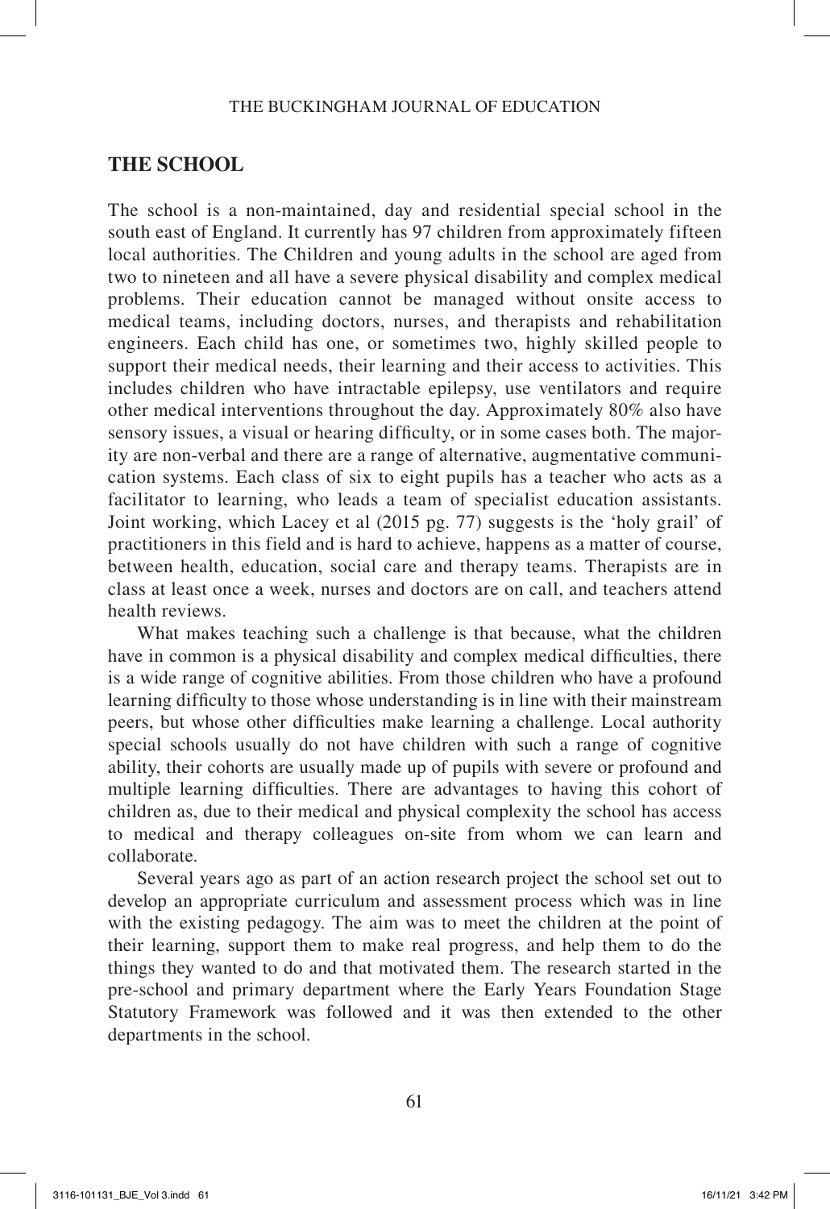## THE SCHOOL

The school is a non-maintained, day and residential special school in the south east of England. It currently has 97 children from approximately fifteen local authorities. The Children and young adults in the school are aged from two to nineteen and all have a severe physical disability and complex medical problems. Their education cannot be managed without onsite access to medical teams, including doctors, nurses, and therapists and rehabilitation engineers. Each child has one, or sometimes two, highly skilled people to support their medical needs, their learning and their access to activities. This includes children who have intractable epilepsy, use ventilators and require other medical interventions throughout the day. Approximately 80% also have sensory issues, a visual or hearing difficulty, or in some cases both. The majority are non-verbal and there are a range of alternative, augmentative communication systems. Each class of six to eight pupils has a teacher who acts as a facilitator to learning, who leads a team of specialist education assistants. Joint working, which Lacey et al (2015 pg. 77) suggests is the 'holy grail' of practitioners in this field and is hard to achieve, happens as a matter of course, between health, education, social care and therapy teams. Therapists are in class at least once a week, nurses and doctors are on call, and teachers attend health reviews.

What makes teaching such a challenge is that because, what the children have in common is a physical disability and complex medical difficulties, there is a wide range of cognitive abilities. From those children who have a profound learning difficulty to those whose understanding is in line with their mainstream peers, but whose other difficulties make learning a challenge. Local authority special schools usually do not have children with such a range of cognitive ability, their cohorts are usually made up of pupils with severe or profound and multiple learning difficulties. There are advantages to having this cohort of children as, due to their medical and physical complexity the school has access to medical and therapy colleagues on-site from whom we can learn and collaborate.

Several years ago as part of an action research project the school set out to develop an appropriate curriculum and assessment process which was in line with the existing pedagogy. The aim was to meet the children at the point of their learning, support them to make real progress, and help them to do the things they wanted to do and that motivated them. The research started in the pre-school and primary department where the Early Years Foundation Stage Statutory Framework was followed and it was then extended to the other departments in the school.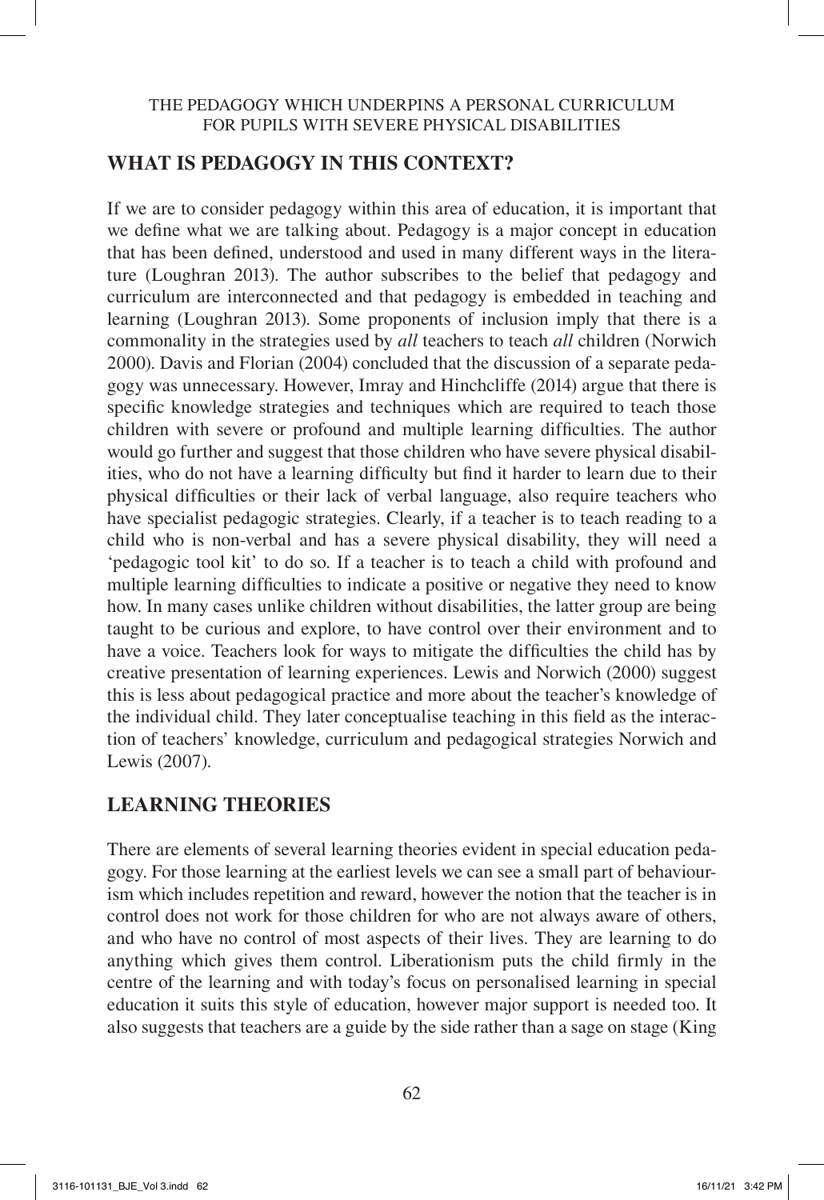## WHAT IS PEDAGOGY IN THIS CONTEXT?

If we are to consider pedagogy within this area of education, it is important that we define what we are talking about. Pedagogy is a major concept in education that has been defined, understood and used in many different ways in the literature (Loughran 2013). The author subscribes to the belief that pedagogy and curriculum are interconnected and that pedagogy is embedded in teaching and learning (Loughran 2013). Some proponents of inclusion imply that there is a commonality in the strategies used by *all* teachers to teach *all* children (Norwich 2000). Davis and Florian (2004) concluded that the discussion of a separate pedagogy was unnecessary. However, Imray and Hinchcliffe (2014) argue that there is specific knowledge strategies and techniques which are required to teach those children with severe or profound and multiple learning difficulties. The author would go further and suggest that those children who have severe physical disabilities, who do not have a learning difficulty but find it harder to learn due to their physical difficulties or their lack of verbal language, also require teachers who have specialist pedagogic strategies. Clearly, if a teacher is to teach reading to a child who is non-verbal and has a severe physical disability, they will need a 'pedagogic tool kit' to do so. If a teacher is to teach a child with profound and multiple learning difficulties to indicate a positive or negative they need to know how. In many cases unlike children without disabilities, the latter group are being taught to be curious and explore, to have control over their environment and to have a voice. Teachers look for ways to mitigate the difficulties the child has by creative presentation of learning experiences. Lewis and Norwich (2000) suggest this is less about pedagogical practice and more about the teacher's knowledge of the individual child. They later conceptualise teaching in this field as the interaction of teachers' knowledge, curriculum and pedagogical strategies Norwich and Lewis (2007).

## LEARNING THEORIES

There are elements of several learning theories evident in special education pedagogy. For those learning at the earliest levels we can see a small part of behaviourism which includes repetition and reward, however the notion that the teacher is in control does not work for those children for who are not always aware of others, and who have no control of most aspects of their lives. They are learning to do anything which gives them control. Liberationism puts the child firmly in the centre of the learning and with today's focus on personalised learning in special education it suits this style of education, however major support is needed too. It also suggests that teachers are a guide by the side rather than a sage on stage (King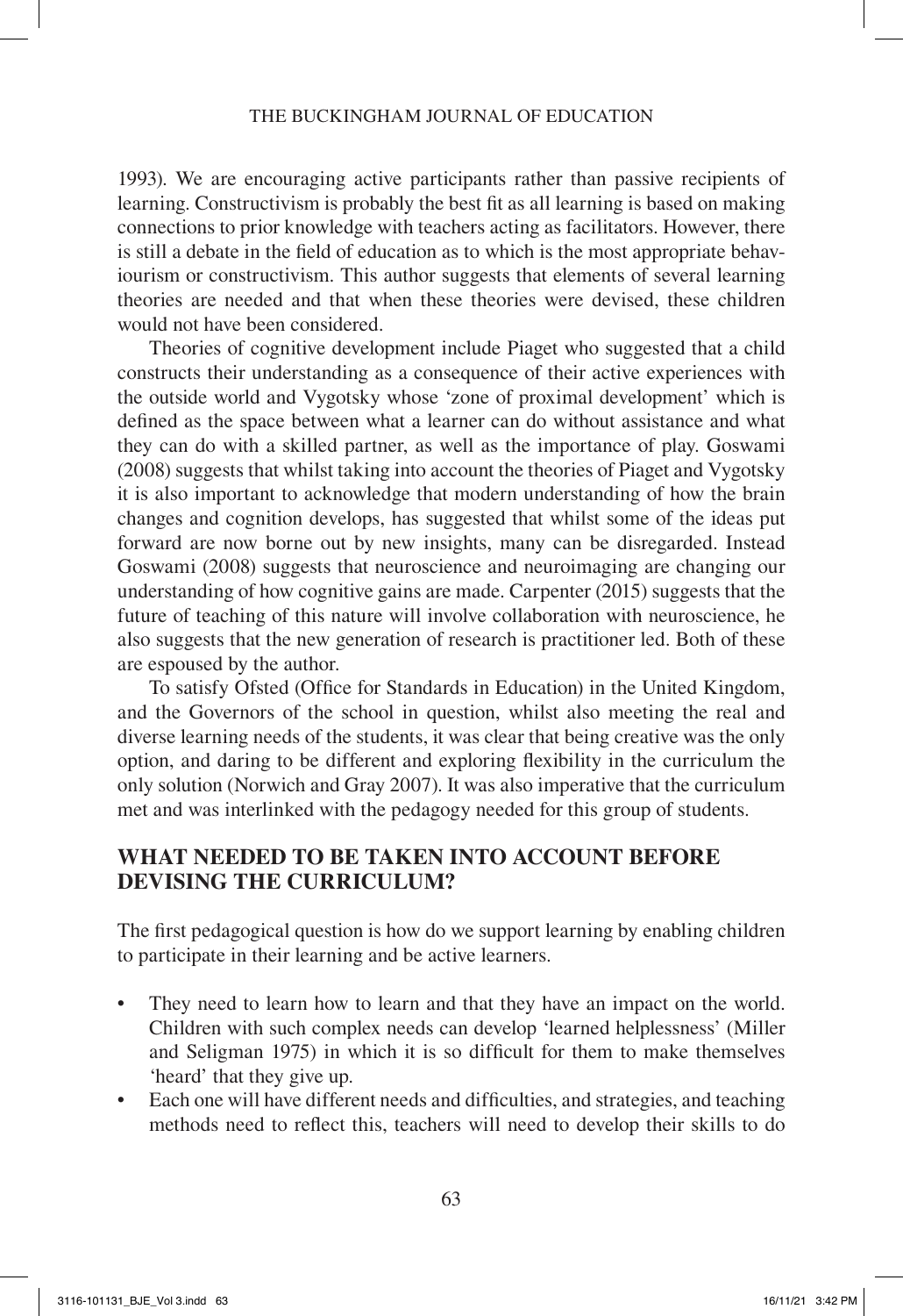1993). We are encouraging active participants rather than passive recipients of learning. Constructivism is probably the best fit as all learning is based on making connections to prior knowledge with teachers acting as facilitators. However, there is still a debate in the field of education as to which is the most appropriate behaviourism or constructivism. This author suggests that elements of several learning theories are needed and that when these theories were devised, these children would not have been considered.

Theories of cognitive development include Piaget who suggested that a child constructs their understanding as a consequence of their active experiences with the outside world and Vygotsky whose 'zone of proximal development' which is defined as the space between what a learner can do without assistance and what they can do with a skilled partner, as well as the importance of play. Goswami (2008) suggests that whilst taking into account the theories of Piaget and Vygotsky it is also important to acknowledge that modern understanding of how the brain changes and cognition develops, has suggested that whilst some of the ideas put forward are now borne out by new insights, many can be disregarded. Instead Goswami (2008) suggests that neuroscience and neuroimaging are changing our understanding of how cognitive gains are made. Carpenter (2015) suggests that the future of teaching of this nature will involve collaboration with neuroscience, he also suggests that the new generation of research is practitioner led. Both of these are espoused by the author.

To satisfy Ofsted (Office for Standards in Education) in the United Kingdom, and the Governors of the school in question, whilst also meeting the real and diverse learning needs of the students, it was clear that being creative was the only option, and daring to be different and exploring flexibility in the curriculum the only solution (Norwich and Gray 2007). It was also imperative that the curriculum met and was interlinked with the pedagogy needed for this group of students.

## WHAT NEEDED TO BE TAKEN INTO ACCOUNT BEFORE DEVISING THE CURRICULUM?

The first pedagogical question is how do we support learning by enabling children to participate in their learning and be active learners.

- They need to learn how to learn and that they have an impact on the world. Children with such complex needs can develop 'learned helplessness' (Miller and Seligman 1975) in which it is so difficult for them to make themselves 'heard' that they give up.
- Each one will have different needs and difficulties, and strategies, and teaching methods need to reflect this, teachers will need to develop their skills to do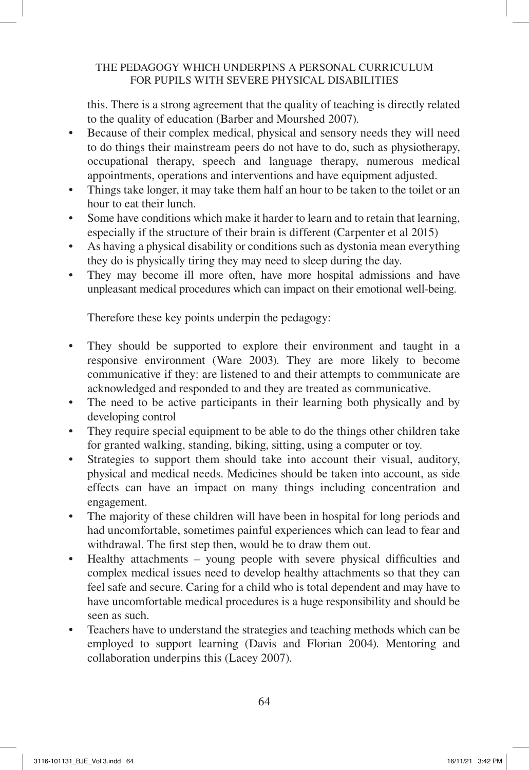this. There is a strong agreement that the quality of teaching is directly related to the quality of education (Barber and Mourshed 2007).

- Because of their complex medical, physical and sensory needs they will need to do things their mainstream peers do not have to do, such as physiotherapy, occupational therapy, speech and language therapy, numerous medical appointments, operations and interventions and have equipment adjusted.
- Things take longer, it may take them half an hour to be taken to the toilet or an hour to eat their lunch.
- Some have conditions which make it harder to learn and to retain that learning, especially if the structure of their brain is different (Carpenter et al 2015)
- As having a physical disability or conditions such as dystonia mean everything they do is physically tiring they may need to sleep during the day.
- They may become ill more often, have more hospital admissions and have unpleasant medical procedures which can impact on their emotional well-being.

Therefore these key points underpin the pedagogy:

- They should be supported to explore their environment and taught in a responsive environment (Ware 2003). They are more likely to become communicative if they: are listened to and their attempts to communicate are acknowledged and responded to and they are treated as communicative.
- The need to be active participants in their learning both physically and by developing control
- They require special equipment to be able to do the things other children take for granted walking, standing, biking, sitting, using a computer or toy.
- Strategies to support them should take into account their visual, auditory, physical and medical needs. Medicines should be taken into account, as side effects can have an impact on many things including concentration and engagement.
- The majority of these children will have been in hospital for long periods and had uncomfortable, sometimes painful experiences which can lead to fear and withdrawal. The first step then, would be to draw them out.
- Healthy attachments – young people with severe physical difficulties and complex medical issues need to develop healthy attachments so that they can feel safe and secure. Caring for a child who is total dependent and may have to have uncomfortable medical procedures is a huge responsibility and should be seen as such.
- Teachers have to understand the strategies and teaching methods which can be employed to support learning (Davis and Florian 2004). Mentoring and collaboration underpins this (Lacey 2007).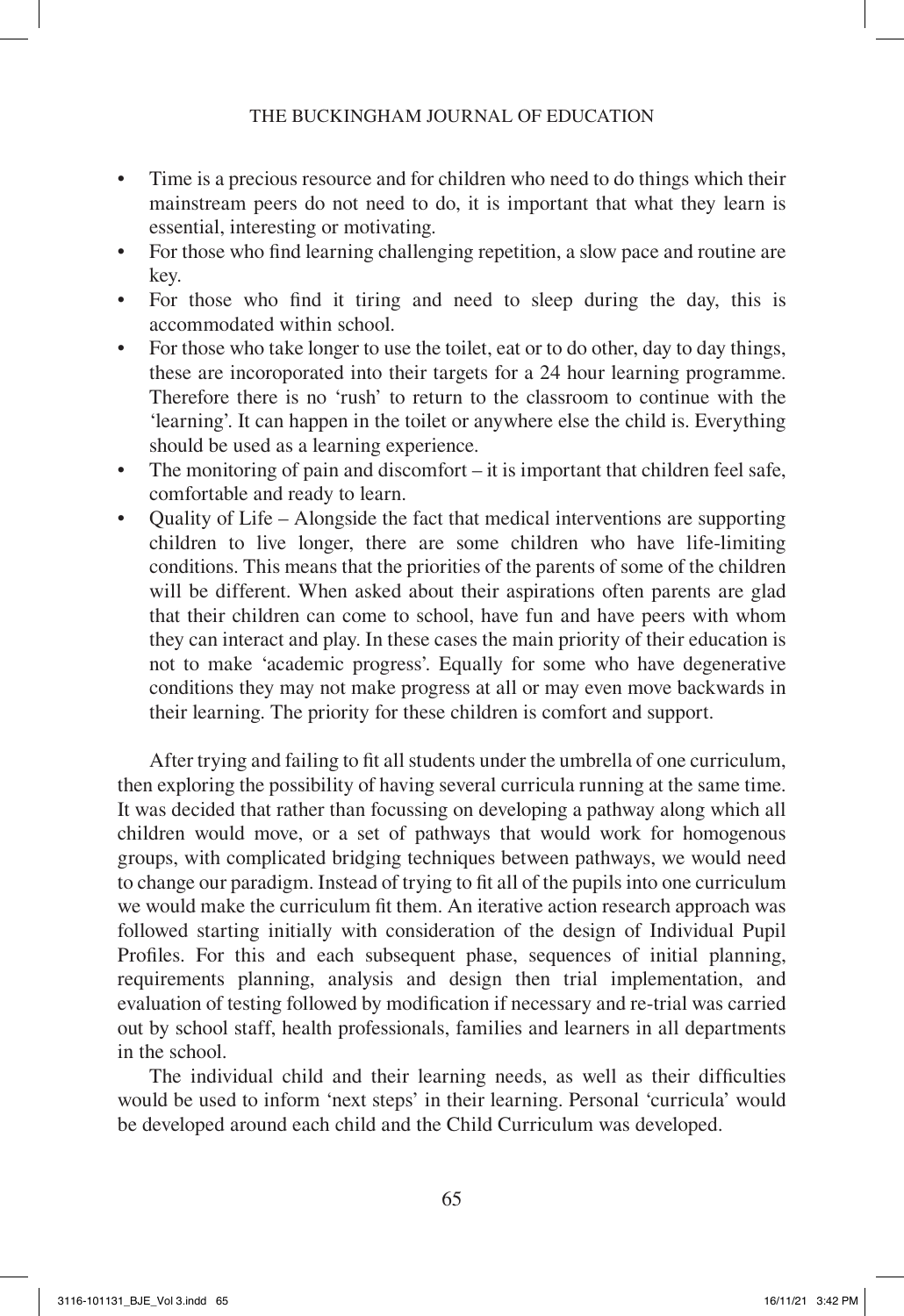- Time is a precious resource and for children who need to do things which their mainstream peers do not need to do, it is important that what they learn is essential, interesting or motivating.
- For those who find learning challenging repetition, a slow pace and routine are key.
- For those who find it tiring and need to sleep during the day, this is accommodated within school.
- For those who take longer to use the toilet, eat or to do other, day to day things, these are incoroporated into their targets for a 24 hour learning programme. Therefore there is no 'rush' to return to the classroom to continue with the 'learning'. It can happen in the toilet or anywhere else the child is. Everything should be used as a learning experience.
- The monitoring of pain and discomfort – it is important that children feel safe, comfortable and ready to learn.
- Quality of Life – Alongside the fact that medical interventions are supporting children to live longer, there are some children who have life-limiting conditions. This means that the priorities of the parents of some of the children will be different. When asked about their aspirations often parents are glad that their children can come to school, have fun and have peers with whom they can interact and play. In these cases the main priority of their education is not to make 'academic progress'. Equally for some who have degenerative conditions they may not make progress at all or may even move backwards in their learning. The priority for these children is comfort and support.

After trying and failing to fit all students under the umbrella of one curriculum, then exploring the possibility of having several curricula running at the same time. It was decided that rather than focussing on developing a pathway along which all children would move, or a set of pathways that would work for homogenous groups, with complicated bridging techniques between pathways, we would need to change our paradigm. Instead of trying to fit all of the pupils into one curriculum we would make the curriculum fit them. An iterative action research approach was followed starting initially with consideration of the design of Individual Pupil Profiles. For this and each subsequent phase, sequences of initial planning, requirements planning, analysis and design then trial implementation, and evaluation of testing followed by modification if necessary and re-trial was carried out by school staff, health professionals, families and learners in all departments in the school.

The individual child and their learning needs, as well as their difficulties would be used to inform 'next steps' in their learning. Personal 'curricula' would be developed around each child and the Child Curriculum was developed.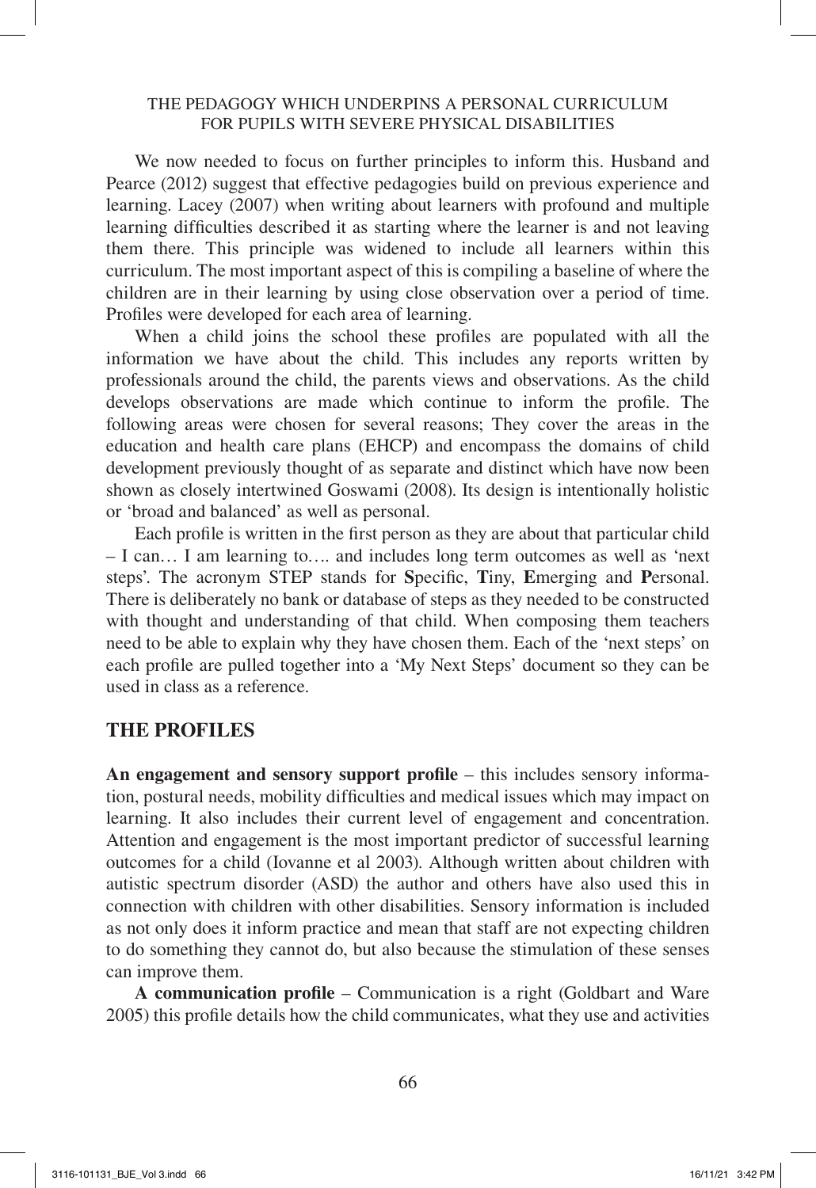We now needed to focus on further principles to inform this. Husband and Pearce (2012) suggest that effective pedagogies build on previous experience and learning. Lacey (2007) when writing about learners with profound and multiple learning difficulties described it as starting where the learner is and not leaving them there. This principle was widened to include all learners within this curriculum. The most important aspect of this is compiling a baseline of where the children are in their learning by using close observation over a period of time. Profiles were developed for each area of learning.

When a child joins the school these profiles are populated with all the information we have about the child. This includes any reports written by professionals around the child, the parents views and observations. As the child develops observations are made which continue to inform the profile. The following areas were chosen for several reasons; They cover the areas in the education and health care plans (EHCP) and encompass the domains of child development previously thought of as separate and distinct which have now been shown as closely intertwined Goswami (2008). Its design is intentionally holistic or 'broad and balanced' as well as personal.

Each profile is written in the first person as they are about that particular child – I can… I am learning to…. and includes long term outcomes as well as 'next steps'. The acronym STEP stands for **S**pecific, **T**iny, **E**merging and **P**ersonal. There is deliberately no bank or database of steps as they needed to be constructed with thought and understanding of that child. When composing them teachers need to be able to explain why they have chosen them. Each of the 'next steps' on each profile are pulled together into a 'My Next Steps' document so they can be used in class as a reference.

## THE PROFILES

**An engagement and sensory support profile** – this includes sensory information, postural needs, mobility difficulties and medical issues which may impact on learning. It also includes their current level of engagement and concentration. Attention and engagement is the most important predictor of successful learning outcomes for a child (Iovanne et al 2003). Although written about children with autistic spectrum disorder (ASD) the author and others have also used this in connection with children with other disabilities. Sensory information is included as not only does it inform practice and mean that staff are not expecting children to do something they cannot do, but also because the stimulation of these senses can improve them.

**A communication profile** – Communication is a right (Goldbart and Ware 2005) this profile details how the child communicates, what they use and activities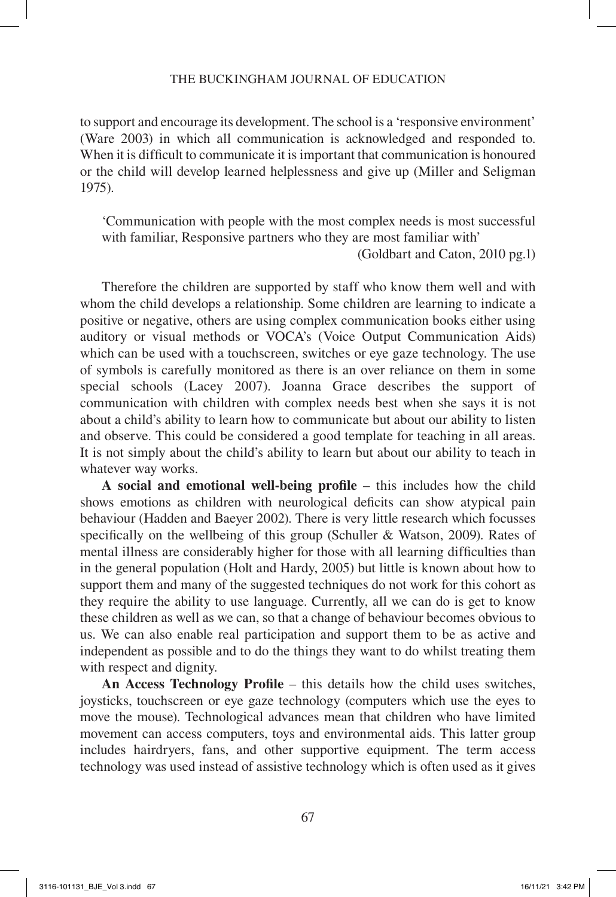to support and encourage its development. The school is a 'responsive environment' (Ware 2003) in which all communication is acknowledged and responded to. When it is difficult to communicate it is important that communication is honoured or the child will develop learned helplessness and give up (Miller and Seligman 1975).

> 'Communication with people with the most complex needs is most successful with familiar, Responsive partners who they are most familiar with'
>
> (Goldbart and Caton, 2010 pg.1)

Therefore the children are supported by staff who know them well and with whom the child develops a relationship. Some children are learning to indicate a positive or negative, others are using complex communication books either using auditory or visual methods or VOCA's (Voice Output Communication Aids) which can be used with a touchscreen, switches or eye gaze technology. The use of symbols is carefully monitored as there is an over reliance on them in some special schools (Lacey 2007). Joanna Grace describes the support of communication with children with complex needs best when she says it is not about a child's ability to learn how to communicate but about our ability to listen and observe. This could be considered a good template for teaching in all areas. It is not simply about the child's ability to learn but about our ability to teach in whatever way works.

**A social and emotional well-being profile** – this includes how the child shows emotions as children with neurological deficits can show atypical pain behaviour (Hadden and Baeyer 2002). There is very little research which focusses specifically on the wellbeing of this group (Schuller & Watson, 2009). Rates of mental illness are considerably higher for those with all learning difficulties than in the general population (Holt and Hardy, 2005) but little is known about how to support them and many of the suggested techniques do not work for this cohort as they require the ability to use language. Currently, all we can do is get to know these children as well as we can, so that a change of behaviour becomes obvious to us. We can also enable real participation and support them to be as active and independent as possible and to do the things they want to do whilst treating them with respect and dignity.

**An Access Technology Profile** – this details how the child uses switches, joysticks, touchscreen or eye gaze technology (computers which use the eyes to move the mouse). Technological advances mean that children who have limited movement can access computers, toys and environmental aids. This latter group includes hairdryers, fans, and other supportive equipment. The term access technology was used instead of assistive technology which is often used as it gives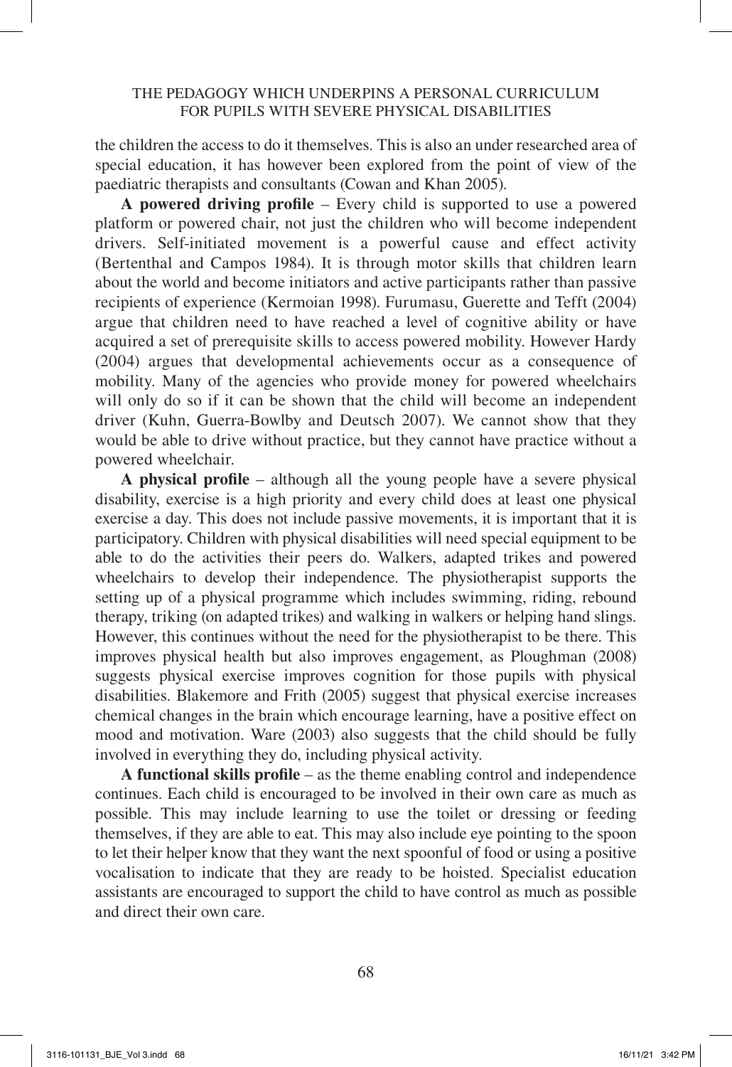the children the access to do it themselves. This is also an under researched area of special education, it has however been explored from the point of view of the paediatric therapists and consultants (Cowan and Khan 2005).

**A powered driving profile** – Every child is supported to use a powered platform or powered chair, not just the children who will become independent drivers. Self-initiated movement is a powerful cause and effect activity (Bertenthal and Campos 1984). It is through motor skills that children learn about the world and become initiators and active participants rather than passive recipients of experience (Kermoian 1998). Furumasu, Guerette and Tefft (2004) argue that children need to have reached a level of cognitive ability or have acquired a set of prerequisite skills to access powered mobility. However Hardy (2004) argues that developmental achievements occur as a consequence of mobility. Many of the agencies who provide money for powered wheelchairs will only do so if it can be shown that the child will become an independent driver (Kuhn, Guerra-Bowlby and Deutsch 2007). We cannot show that they would be able to drive without practice, but they cannot have practice without a powered wheelchair.

**A physical profile** – although all the young people have a severe physical disability, exercise is a high priority and every child does at least one physical exercise a day. This does not include passive movements, it is important that it is participatory. Children with physical disabilities will need special equipment to be able to do the activities their peers do. Walkers, adapted trikes and powered wheelchairs to develop their independence. The physiotherapist supports the setting up of a physical programme which includes swimming, riding, rebound therapy, triking (on adapted trikes) and walking in walkers or helping hand slings. However, this continues without the need for the physiotherapist to be there. This improves physical health but also improves engagement, as Ploughman (2008) suggests physical exercise improves cognition for those pupils with physical disabilities. Blakemore and Frith (2005) suggest that physical exercise increases chemical changes in the brain which encourage learning, have a positive effect on mood and motivation. Ware (2003) also suggests that the child should be fully involved in everything they do, including physical activity.

**A functional skills profile** – as the theme enabling control and independence continues. Each child is encouraged to be involved in their own care as much as possible. This may include learning to use the toilet or dressing or feeding themselves, if they are able to eat. This may also include eye pointing to the spoon to let their helper know that they want the next spoonful of food or using a positive vocalisation to indicate that they are ready to be hoisted. Specialist education assistants are encouraged to support the child to have control as much as possible and direct their own care.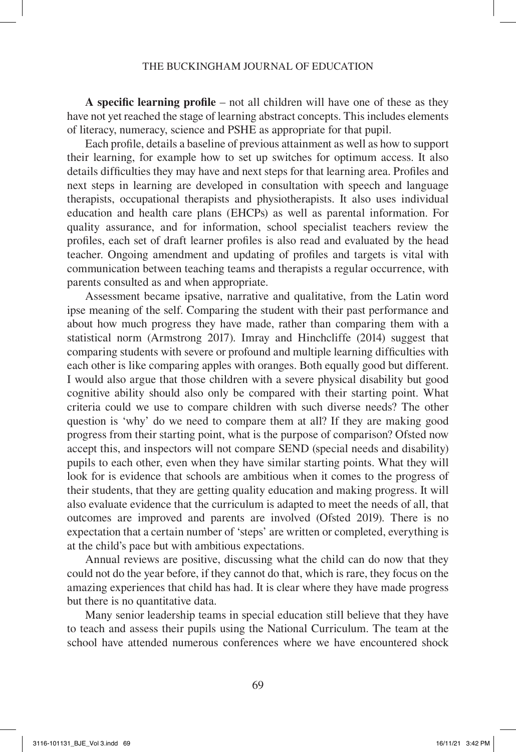**A specific learning profile** – not all children will have one of these as they have not yet reached the stage of learning abstract concepts. This includes elements of literacy, numeracy, science and PSHE as appropriate for that pupil.

Each profile, details a baseline of previous attainment as well as how to support their learning, for example how to set up switches for optimum access. It also details difficulties they may have and next steps for that learning area. Profiles and next steps in learning are developed in consultation with speech and language therapists, occupational therapists and physiotherapists. It also uses individual education and health care plans (EHCPs) as well as parental information. For quality assurance, and for information, school specialist teachers review the profiles, each set of draft learner profiles is also read and evaluated by the head teacher. Ongoing amendment and updating of profiles and targets is vital with communication between teaching teams and therapists a regular occurrence, with parents consulted as and when appropriate.

Assessment became ipsative, narrative and qualitative, from the Latin word ipse meaning of the self. Comparing the student with their past performance and about how much progress they have made, rather than comparing them with a statistical norm (Armstrong 2017). Imray and Hinchcliffe (2014) suggest that comparing students with severe or profound and multiple learning difficulties with each other is like comparing apples with oranges. Both equally good but different. I would also argue that those children with a severe physical disability but good cognitive ability should also only be compared with their starting point. What criteria could we use to compare children with such diverse needs? The other question is 'why' do we need to compare them at all? If they are making good progress from their starting point, what is the purpose of comparison? Ofsted now accept this, and inspectors will not compare SEND (special needs and disability) pupils to each other, even when they have similar starting points. What they will look for is evidence that schools are ambitious when it comes to the progress of their students, that they are getting quality education and making progress. It will also evaluate evidence that the curriculum is adapted to meet the needs of all, that outcomes are improved and parents are involved (Ofsted 2019). There is no expectation that a certain number of 'steps' are written or completed, everything is at the child's pace but with ambitious expectations.

Annual reviews are positive, discussing what the child can do now that they could not do the year before, if they cannot do that, which is rare, they focus on the amazing experiences that child has had. It is clear where they have made progress but there is no quantitative data.

Many senior leadership teams in special education still believe that they have to teach and assess their pupils using the National Curriculum. The team at the school have attended numerous conferences where we have encountered shock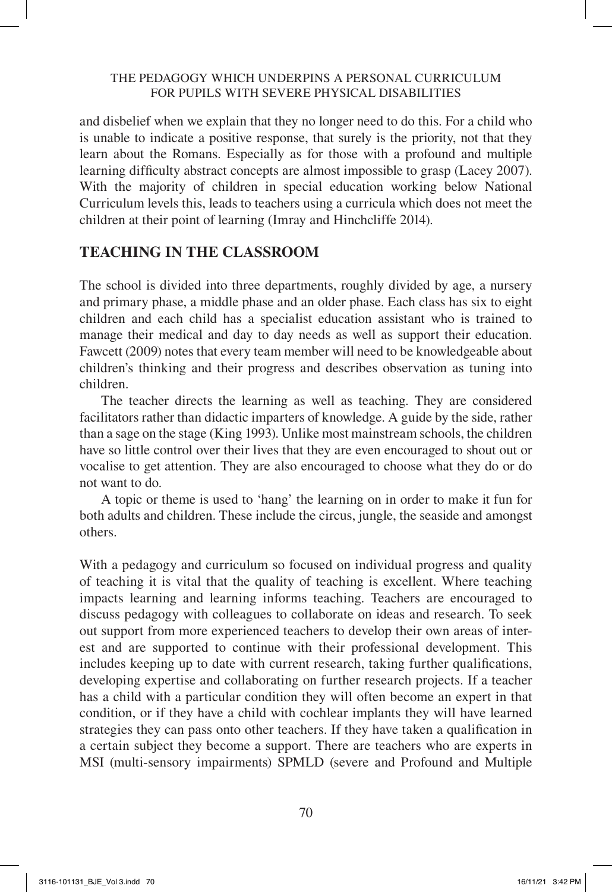and disbelief when we explain that they no longer need to do this. For a child who is unable to indicate a positive response, that surely is the priority, not that they learn about the Romans. Especially as for those with a profound and multiple learning difficulty abstract concepts are almost impossible to grasp (Lacey 2007). With the majority of children in special education working below National Curriculum levels this, leads to teachers using a curricula which does not meet the children at their point of learning (Imray and Hinchcliffe 2014).

## TEACHING IN THE CLASSROOM

The school is divided into three departments, roughly divided by age, a nursery and primary phase, a middle phase and an older phase. Each class has six to eight children and each child has a specialist education assistant who is trained to manage their medical and day to day needs as well as support their education. Fawcett (2009) notes that every team member will need to be knowledgeable about children's thinking and their progress and describes observation as tuning into children.

The teacher directs the learning as well as teaching. They are considered facilitators rather than didactic imparters of knowledge. A guide by the side, rather than a sage on the stage (King 1993). Unlike most mainstream schools, the children have so little control over their lives that they are even encouraged to shout out or vocalise to get attention. They are also encouraged to choose what they do or do not want to do.

A topic or theme is used to 'hang' the learning on in order to make it fun for both adults and children. These include the circus, jungle, the seaside and amongst others.

With a pedagogy and curriculum so focused on individual progress and quality of teaching it is vital that the quality of teaching is excellent. Where teaching impacts learning and learning informs teaching. Teachers are encouraged to discuss pedagogy with colleagues to collaborate on ideas and research. To seek out support from more experienced teachers to develop their own areas of interest and are supported to continue with their professional development. This includes keeping up to date with current research, taking further qualifications, developing expertise and collaborating on further research projects. If a teacher has a child with a particular condition they will often become an expert in that condition, or if they have a child with cochlear implants they will have learned strategies they can pass onto other teachers. If they have taken a qualification in a certain subject they become a support. There are teachers who are experts in MSI (multi-sensory impairments) SPMLD (severe and Profound and Multiple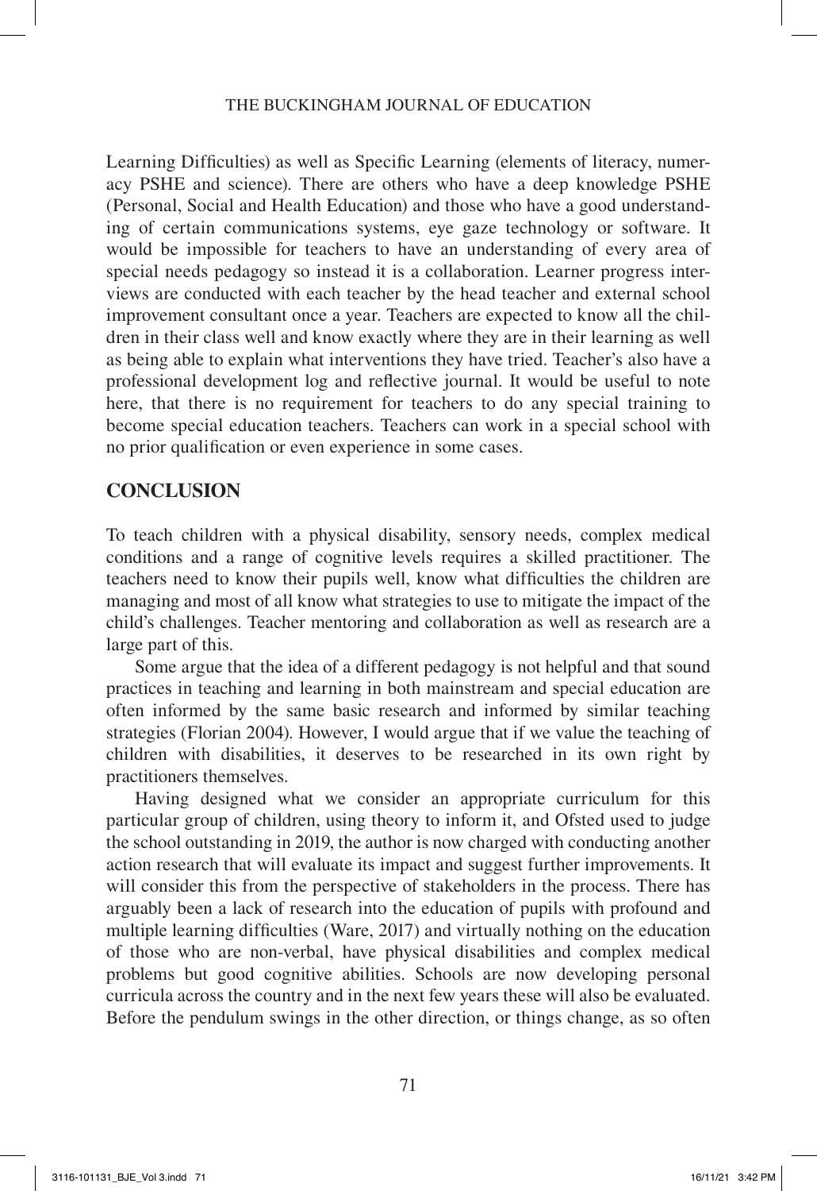Learning Difficulties) as well as Specific Learning (elements of literacy, numeracy PSHE and science). There are others who have a deep knowledge PSHE (Personal, Social and Health Education) and those who have a good understanding of certain communications systems, eye gaze technology or software. It would be impossible for teachers to have an understanding of every area of special needs pedagogy so instead it is a collaboration. Learner progress interviews are conducted with each teacher by the head teacher and external school improvement consultant once a year. Teachers are expected to know all the children in their class well and know exactly where they are in their learning as well as being able to explain what interventions they have tried. Teacher's also have a professional development log and reflective journal. It would be useful to note here, that there is no requirement for teachers to do any special training to become special education teachers. Teachers can work in a special school with no prior qualification or even experience in some cases.

## CONCLUSION

To teach children with a physical disability, sensory needs, complex medical conditions and a range of cognitive levels requires a skilled practitioner. The teachers need to know their pupils well, know what difficulties the children are managing and most of all know what strategies to use to mitigate the impact of the child's challenges. Teacher mentoring and collaboration as well as research are a large part of this.

Some argue that the idea of a different pedagogy is not helpful and that sound practices in teaching and learning in both mainstream and special education are often informed by the same basic research and informed by similar teaching strategies (Florian 2004). However, I would argue that if we value the teaching of children with disabilities, it deserves to be researched in its own right by practitioners themselves.

Having designed what we consider an appropriate curriculum for this particular group of children, using theory to inform it, and Ofsted used to judge the school outstanding in 2019, the author is now charged with conducting another action research that will evaluate its impact and suggest further improvements. It will consider this from the perspective of stakeholders in the process. There has arguably been a lack of research into the education of pupils with profound and multiple learning difficulties (Ware, 2017) and virtually nothing on the education of those who are non-verbal, have physical disabilities and complex medical problems but good cognitive abilities. Schools are now developing personal curricula across the country and in the next few years these will also be evaluated. Before the pendulum swings in the other direction, or things change, as so often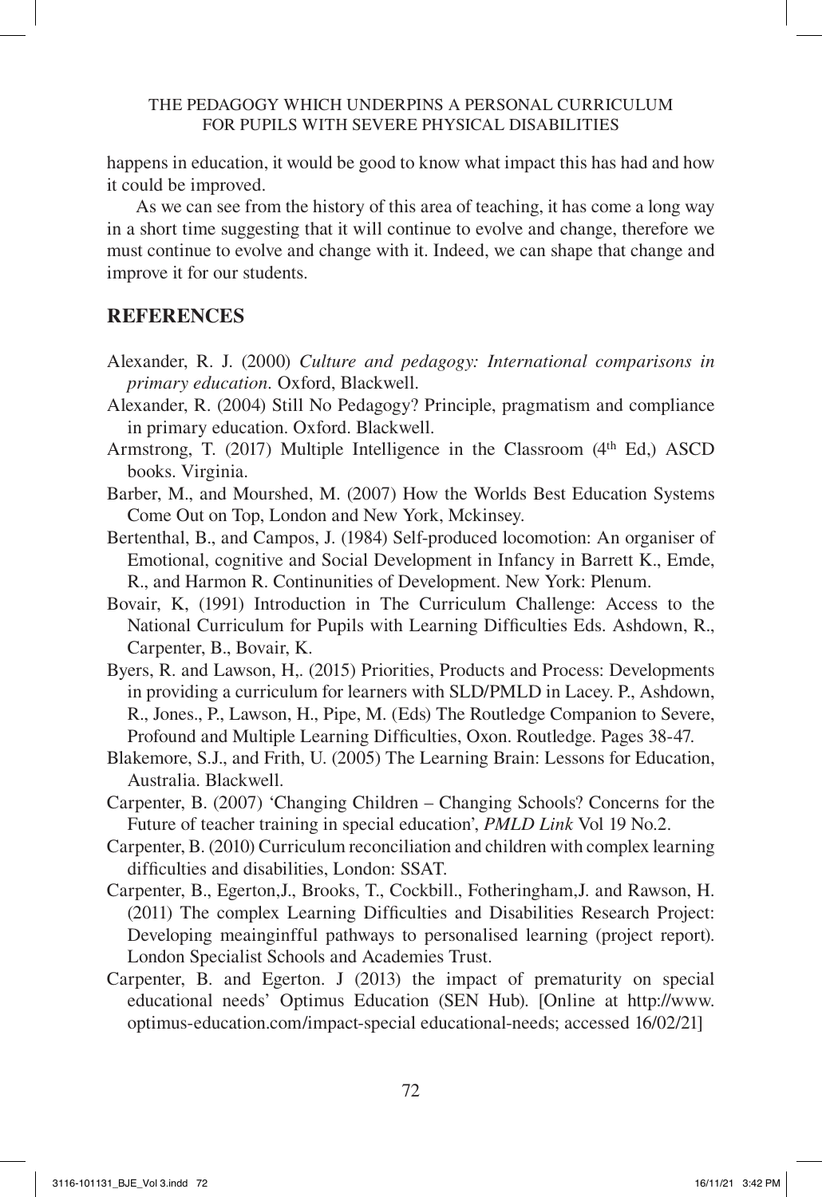happens in education, it would be good to know what impact this has had and how it could be improved.

As we can see from the history of this area of teaching, it has come a long way in a short time suggesting that it will continue to evolve and change, therefore we must continue to evolve and change with it. Indeed, we can shape that change and improve it for our students.

## REFERENCES

Alexander, R. J. (2000) *Culture and pedagogy: International comparisons in primary education.* Oxford, Blackwell.

Alexander, R. (2004) Still No Pedagogy? Principle, pragmatism and compliance in primary education. Oxford. Blackwell.

Armstrong, T. (2017) Multiple Intelligence in the Classroom (4th Ed,) ASCD books. Virginia.

Barber, M., and Mourshed, M. (2007) How the Worlds Best Education Systems Come Out on Top, London and New York, Mckinsey.

Bertenthal, B., and Campos, J. (1984) Self-produced locomotion: An organiser of Emotional, cognitive and Social Development in Infancy in Barrett K., Emde, R., and Harmon R. Continunities of Development. New York: Plenum.

Bovair, K, (1991) Introduction in The Curriculum Challenge: Access to the National Curriculum for Pupils with Learning Difficulties Eds. Ashdown, R., Carpenter, B., Bovair, K.

Byers, R. and Lawson, H,. (2015) Priorities, Products and Process: Developments in providing a curriculum for learners with SLD/PMLD in Lacey. P., Ashdown, R., Jones., P., Lawson, H., Pipe, M. (Eds) The Routledge Companion to Severe, Profound and Multiple Learning Difficulties, Oxon. Routledge. Pages 38-47.

Blakemore, S.J., and Frith, U. (2005) The Learning Brain: Lessons for Education, Australia. Blackwell.

Carpenter, B. (2007) 'Changing Children – Changing Schools? Concerns for the Future of teacher training in special education', *PMLD Link* Vol 19 No.2.

Carpenter, B. (2010) Curriculum reconciliation and children with complex learning difficulties and disabilities, London: SSAT.

Carpenter, B., Egerton,J., Brooks, T., Cockbill., Fotheringham,J. and Rawson, H. (2011) The complex Learning Difficulties and Disabilities Research Project: Developing meainginfful pathways to personalised learning (project report). London Specialist Schools and Academies Trust.

Carpenter, B. and Egerton. J (2013) the impact of prematurity on special educational needs' Optimus Education (SEN Hub). [Online at http://www.optimus-education.com/impact-special educational-needs; accessed 16/02/21]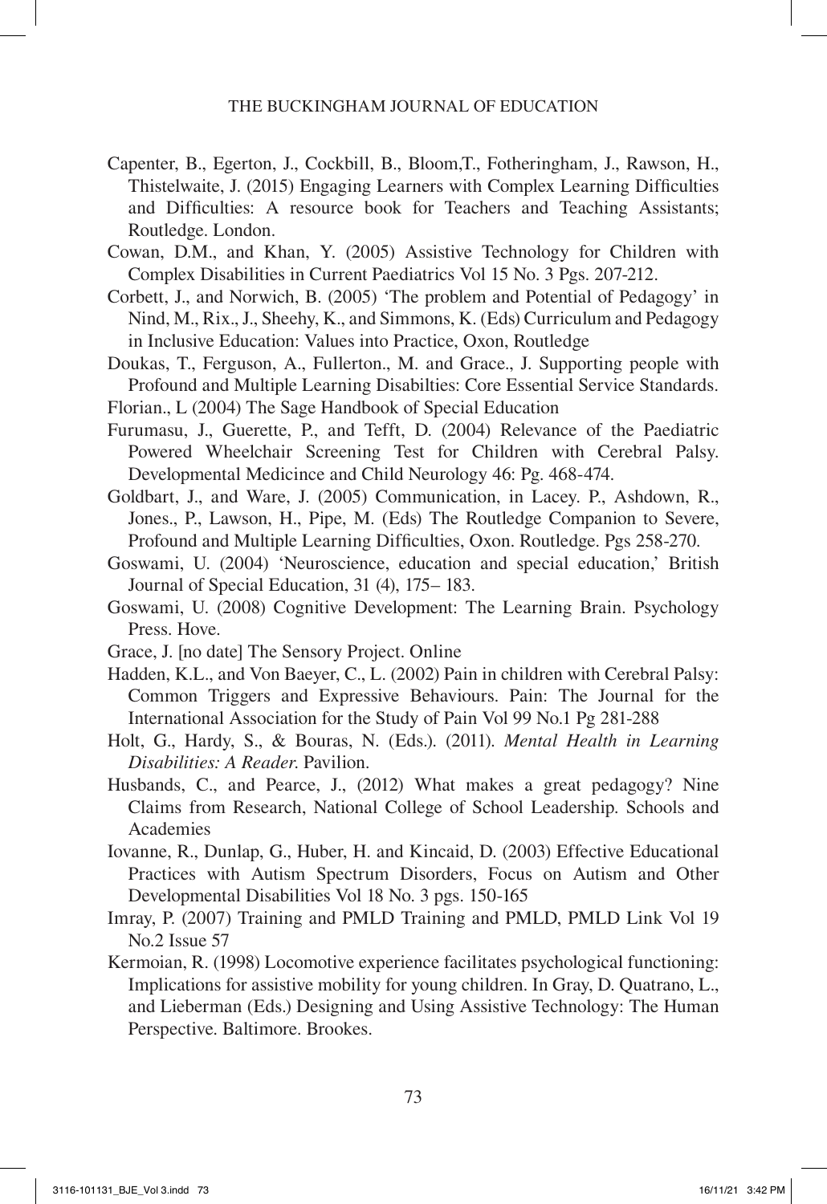Capenter, B., Egerton, J., Cockbill, B., Bloom,T., Fotheringham, J., Rawson, H., Thistelwaite, J. (2015) Engaging Learners with Complex Learning Difficulties and Difficulties: A resource book for Teachers and Teaching Assistants; Routledge. London.

Cowan, D.M., and Khan, Y. (2005) Assistive Technology for Children with Complex Disabilities in Current Paediatrics Vol 15 No. 3 Pgs. 207-212.

Corbett, J., and Norwich, B. (2005) 'The problem and Potential of Pedagogy' in Nind, M., Rix., J., Sheehy, K., and Simmons, K. (Eds) Curriculum and Pedagogy in Inclusive Education: Values into Practice, Oxon, Routledge

Doukas, T., Ferguson, A., Fullerton., M. and Grace., J. Supporting people with Profound and Multiple Learning Disabilties: Core Essential Service Standards.

Florian., L (2004) The Sage Handbook of Special Education

Furumasu, J., Guerette, P., and Tefft, D. (2004) Relevance of the Paediatric Powered Wheelchair Screening Test for Children with Cerebral Palsy. Developmental Medicince and Child Neurology 46: Pg. 468-474.

Goldbart, J., and Ware, J. (2005) Communication, in Lacey. P., Ashdown, R., Jones., P., Lawson, H., Pipe, M. (Eds) The Routledge Companion to Severe, Profound and Multiple Learning Difficulties, Oxon. Routledge. Pgs 258-270.

Goswami, U. (2004) 'Neuroscience, education and special education,' British Journal of Special Education, 31 (4), 175– 183.

Goswami, U. (2008) Cognitive Development: The Learning Brain. Psychology Press. Hove.

Grace, J. [no date] The Sensory Project. Online

Hadden, K.L., and Von Baeyer, C., L. (2002) Pain in children with Cerebral Palsy: Common Triggers and Expressive Behaviours. Pain: The Journal for the International Association for the Study of Pain Vol 99 No.1 Pg 281-288

Holt, G., Hardy, S., & Bouras, N. (Eds.). (2011). *Mental Health in Learning Disabilities: A Reader*. Pavilion.

Husbands, C., and Pearce, J., (2012) What makes a great pedagogy? Nine Claims from Research, National College of School Leadership. Schools and Academies

Iovanne, R., Dunlap, G., Huber, H. and Kincaid, D. (2003) Effective Educational Practices with Autism Spectrum Disorders, Focus on Autism and Other Developmental Disabilities Vol 18 No. 3 pgs. 150-165

Imray, P. (2007) Training and PMLD Training and PMLD, PMLD Link Vol 19 No.2 Issue 57

Kermoian, R. (1998) Locomotive experience facilitates psychological functioning: Implications for assistive mobility for young children. In Gray, D. Quatrano, L., and Lieberman (Eds.) Designing and Using Assistive Technology: The Human Perspective. Baltimore. Brookes.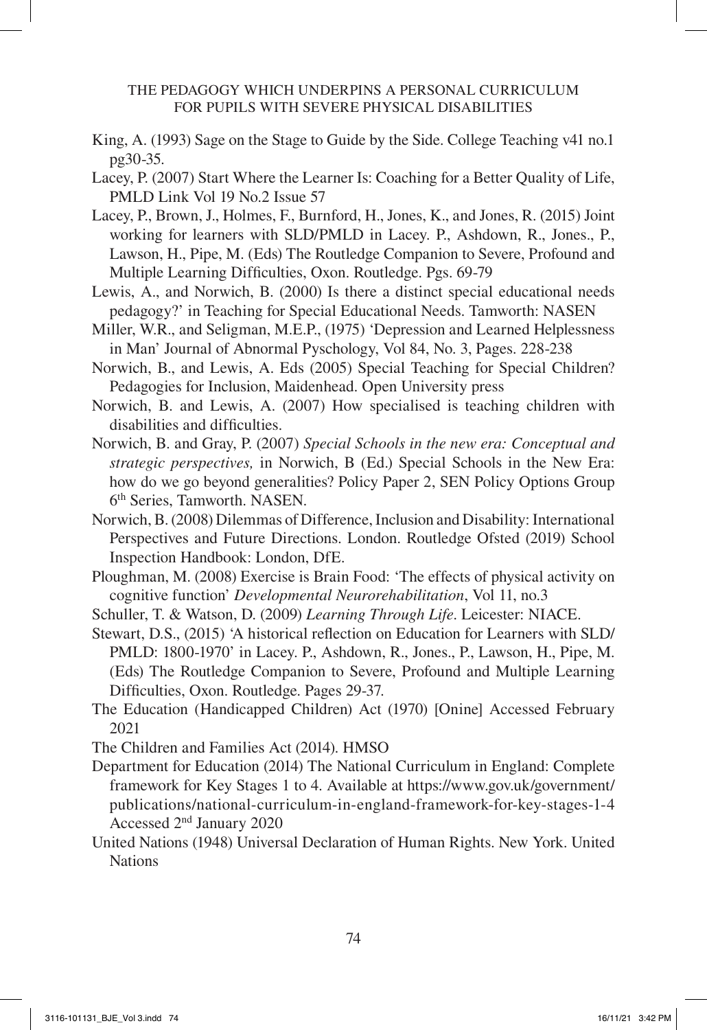King, A. (1993) Sage on the Stage to Guide by the Side. College Teaching v41 no.1 pg30-35.

Lacey, P. (2007) Start Where the Learner Is: Coaching for a Better Quality of Life, PMLD Link Vol 19 No.2 Issue 57

Lacey, P., Brown, J., Holmes, F., Burnford, H., Jones, K., and Jones, R. (2015) Joint working for learners with SLD/PMLD in Lacey. P., Ashdown, R., Jones., P., Lawson, H., Pipe, M. (Eds) The Routledge Companion to Severe, Profound and Multiple Learning Difficulties, Oxon. Routledge. Pgs. 69-79

Lewis, A., and Norwich, B. (2000) Is there a distinct special educational needs pedagogy?' in Teaching for Special Educational Needs. Tamworth: NASEN

Miller, W.R., and Seligman, M.E.P., (1975) 'Depression and Learned Helplessness in Man' Journal of Abnormal Pyschology, Vol 84, No. 3, Pages. 228-238

Norwich, B., and Lewis, A. Eds (2005) Special Teaching for Special Children? Pedagogies for Inclusion, Maidenhead. Open University press

Norwich, B. and Lewis, A. (2007) How specialised is teaching children with disabilities and difficulties.

Norwich, B. and Gray, P. (2007) *Special Schools in the new era: Conceptual and strategic perspectives,* in Norwich, B (Ed.) Special Schools in the New Era: how do we go beyond generalities? Policy Paper 2, SEN Policy Options Group 6th Series, Tamworth. NASEN.

Norwich, B. (2008) Dilemmas of Difference, Inclusion and Disability: International Perspectives and Future Directions. London. Routledge Ofsted (2019) School Inspection Handbook: London, DfE.

Ploughman, M. (2008) Exercise is Brain Food: 'The effects of physical activity on cognitive function' *Developmental Neurorehabilitation*, Vol 11, no.3

Schuller, T. & Watson, D. (2009) *Learning Through Life*. Leicester: NIACE.

Stewart, D.S., (2015) 'A historical reflection on Education for Learners with SLD/PMLD: 1800-1970' in Lacey. P., Ashdown, R., Jones., P., Lawson, H., Pipe, M. (Eds) The Routledge Companion to Severe, Profound and Multiple Learning Difficulties, Oxon. Routledge. Pages 29-37.

The Education (Handicapped Children) Act (1970) [Onine] Accessed February 2021

The Children and Families Act (2014). HMSO

Department for Education (2014) The National Curriculum in England: Complete framework for Key Stages 1 to 4. Available at https://www.gov.uk/government/publications/national-curriculum-in-england-framework-for-key-stages-1-4 Accessed 2nd January 2020

United Nations (1948) Universal Declaration of Human Rights. New York. United Nations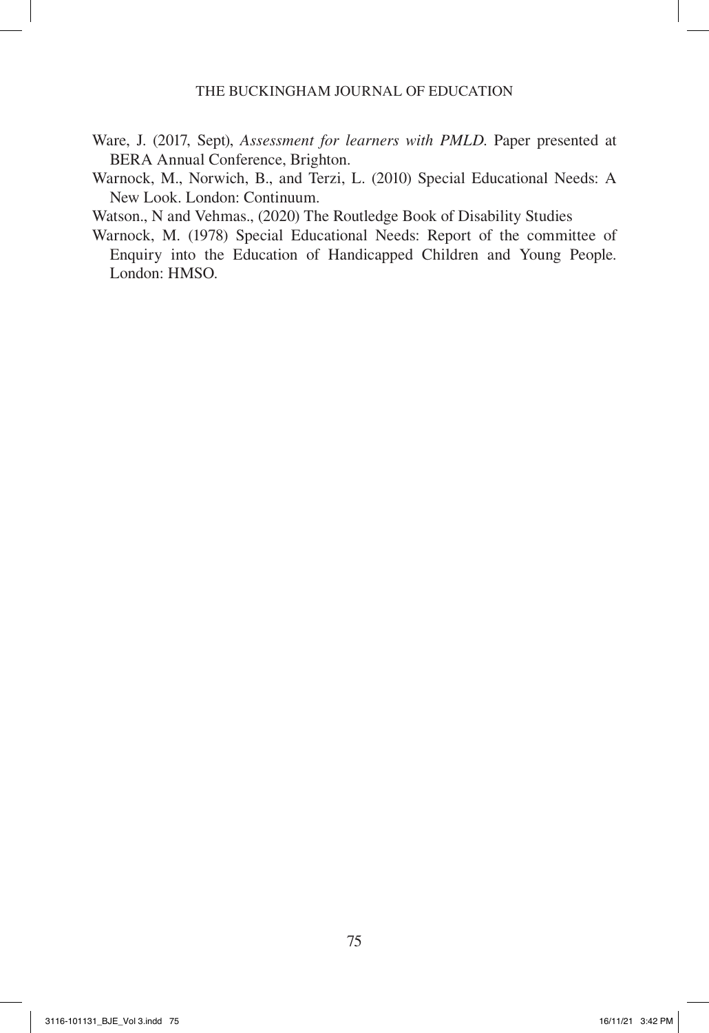Ware, J. (2017, Sept), *Assessment for learners with PMLD*. Paper presented at BERA Annual Conference, Brighton.

Warnock, M., Norwich, B., and Terzi, L. (2010) Special Educational Needs: A New Look. London: Continuum.

Watson., N and Vehmas., (2020) The Routledge Book of Disability Studies

Warnock, M. (1978) Special Educational Needs: Report of the committee of Enquiry into the Education of Handicapped Children and Young People. London: HMSO.